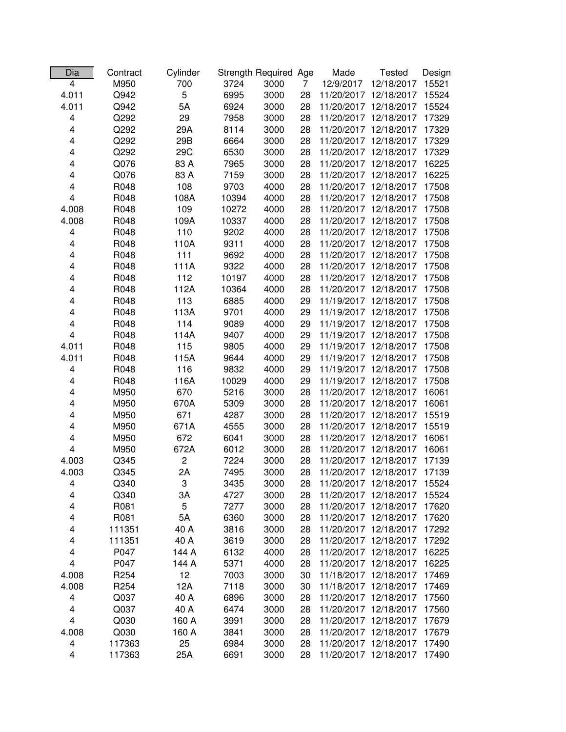| Dia | Contract | Cylinder | Strength | Required | Age | Made | Tested | Design |
|---|---|---|---|---|---|---|---|---|
| 4 | M950 | 700 | 3724 | 3000 | 7 | 12/9/2017 | 12/18/2017 | 15521 |
| 4.011 | Q942 | 5 | 6995 | 3000 | 28 | 11/20/2017 | 12/18/2017 | 15524 |
| 4.011 | Q942 | 5A | 6924 | 3000 | 28 | 11/20/2017 | 12/18/2017 | 15524 |
| 4 | Q292 | 29 | 7958 | 3000 | 28 | 11/20/2017 | 12/18/2017 | 17329 |
| 4 | Q292 | 29A | 8114 | 3000 | 28 | 11/20/2017 | 12/18/2017 | 17329 |
| 4 | Q292 | 29B | 6664 | 3000 | 28 | 11/20/2017 | 12/18/2017 | 17329 |
| 4 | Q292 | 29C | 6530 | 3000 | 28 | 11/20/2017 | 12/18/2017 | 17329 |
| 4 | Q076 | 83 A | 7965 | 3000 | 28 | 11/20/2017 | 12/18/2017 | 16225 |
| 4 | Q076 | 83 A | 7159 | 3000 | 28 | 11/20/2017 | 12/18/2017 | 16225 |
| 4 | R048 | 108 | 9703 | 4000 | 28 | 11/20/2017 | 12/18/2017 | 17508 |
| 4 | R048 | 108A | 10394 | 4000 | 28 | 11/20/2017 | 12/18/2017 | 17508 |
| 4.008 | R048 | 109 | 10272 | 4000 | 28 | 11/20/2017 | 12/18/2017 | 17508 |
| 4.008 | R048 | 109A | 10337 | 4000 | 28 | 11/20/2017 | 12/18/2017 | 17508 |
| 4 | R048 | 110 | 9202 | 4000 | 28 | 11/20/2017 | 12/18/2017 | 17508 |
| 4 | R048 | 110A | 9311 | 4000 | 28 | 11/20/2017 | 12/18/2017 | 17508 |
| 4 | R048 | 111 | 9692 | 4000 | 28 | 11/20/2017 | 12/18/2017 | 17508 |
| 4 | R048 | 111A | 9322 | 4000 | 28 | 11/20/2017 | 12/18/2017 | 17508 |
| 4 | R048 | 112 | 10197 | 4000 | 28 | 11/20/2017 | 12/18/2017 | 17508 |
| 4 | R048 | 112A | 10364 | 4000 | 28 | 11/20/2017 | 12/18/2017 | 17508 |
| 4 | R048 | 113 | 6885 | 4000 | 29 | 11/19/2017 | 12/18/2017 | 17508 |
| 4 | R048 | 113A | 9701 | 4000 | 29 | 11/19/2017 | 12/18/2017 | 17508 |
| 4 | R048 | 114 | 9089 | 4000 | 29 | 11/19/2017 | 12/18/2017 | 17508 |
| 4 | R048 | 114A | 9407 | 4000 | 29 | 11/19/2017 | 12/18/2017 | 17508 |
| 4.011 | R048 | 115 | 9805 | 4000 | 29 | 11/19/2017 | 12/18/2017 | 17508 |
| 4.011 | R048 | 115A | 9644 | 4000 | 29 | 11/19/2017 | 12/18/2017 | 17508 |
| 4 | R048 | 116 | 9832 | 4000 | 29 | 11/19/2017 | 12/18/2017 | 17508 |
| 4 | R048 | 116A | 10029 | 4000 | 29 | 11/19/2017 | 12/18/2017 | 17508 |
| 4 | M950 | 670 | 5216 | 3000 | 28 | 11/20/2017 | 12/18/2017 | 16061 |
| 4 | M950 | 670A | 5309 | 3000 | 28 | 11/20/2017 | 12/18/2017 | 16061 |
| 4 | M950 | 671 | 4287 | 3000 | 28 | 11/20/2017 | 12/18/2017 | 15519 |
| 4 | M950 | 671A | 4555 | 3000 | 28 | 11/20/2017 | 12/18/2017 | 15519 |
| 4 | M950 | 672 | 6041 | 3000 | 28 | 11/20/2017 | 12/18/2017 | 16061 |
| 4 | M950 | 672A | 6012 | 3000 | 28 | 11/20/2017 | 12/18/2017 | 16061 |
| 4.003 | Q345 | 2 | 7224 | 3000 | 28 | 11/20/2017 | 12/18/2017 | 17139 |
| 4.003 | Q345 | 2A | 7495 | 3000 | 28 | 11/20/2017 | 12/18/2017 | 17139 |
| 4 | Q340 | 3 | 3435 | 3000 | 28 | 11/20/2017 | 12/18/2017 | 15524 |
| 4 | Q340 | 3A | 4727 | 3000 | 28 | 11/20/2017 | 12/18/2017 | 15524 |
| 4 | R081 | 5 | 7277 | 3000 | 28 | 11/20/2017 | 12/18/2017 | 17620 |
| 4 | R081 | 5A | 6360 | 3000 | 28 | 11/20/2017 | 12/18/2017 | 17620 |
| 4 | 111351 | 40 A | 3816 | 3000 | 28 | 11/20/2017 | 12/18/2017 | 17292 |
| 4 | 111351 | 40 A | 3619 | 3000 | 28 | 11/20/2017 | 12/18/2017 | 17292 |
| 4 | P047 | 144 A | 6132 | 4000 | 28 | 11/20/2017 | 12/18/2017 | 16225 |
| 4 | P047 | 144 A | 5371 | 4000 | 28 | 11/20/2017 | 12/18/2017 | 16225 |
| 4.008 | R254 | 12 | 7003 | 3000 | 30 | 11/18/2017 | 12/18/2017 | 17469 |
| 4.008 | R254 | 12A | 7118 | 3000 | 30 | 11/18/2017 | 12/18/2017 | 17469 |
| 4 | Q037 | 40 A | 6896 | 3000 | 28 | 11/20/2017 | 12/18/2017 | 17560 |
| 4 | Q037 | 40 A | 6474 | 3000 | 28 | 11/20/2017 | 12/18/2017 | 17560 |
| 4 | Q030 | 160 A | 3991 | 3000 | 28 | 11/20/2017 | 12/18/2017 | 17679 |
| 4.008 | Q030 | 160 A | 3841 | 3000 | 28 | 11/20/2017 | 12/18/2017 | 17679 |
| 4 | 117363 | 25 | 6984 | 3000 | 28 | 11/20/2017 | 12/18/2017 | 17490 |
| 4 | 117363 | 25A | 6691 | 3000 | 28 | 11/20/2017 | 12/18/2017 | 17490 |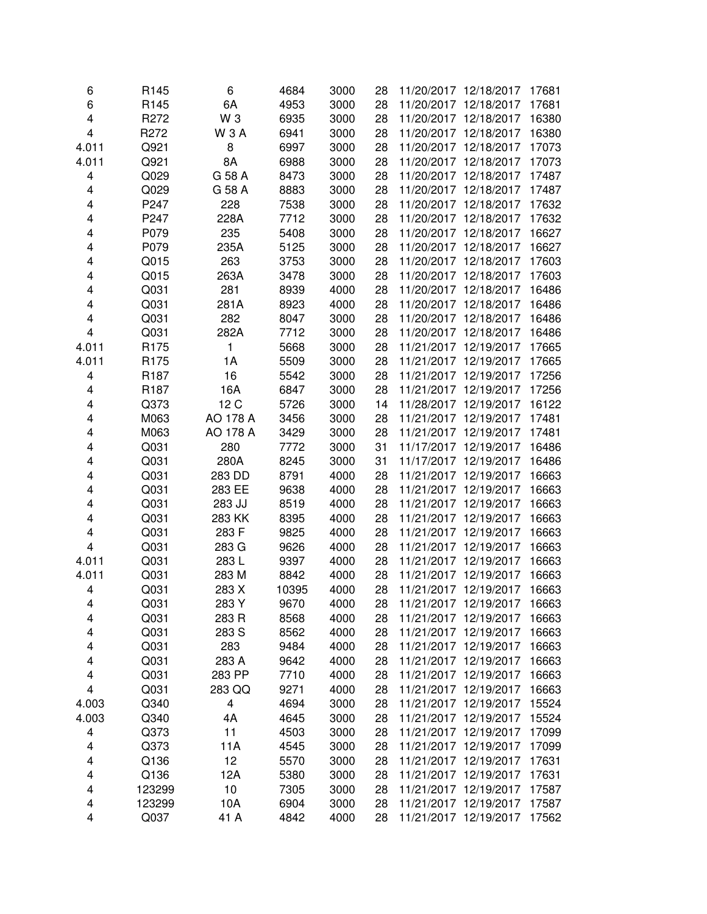| | | | | | | | | |
|---|---|---|---|---|---|---|---|---|
| 6 | R145 | 6 | 4684 | 3000 | 28 | 11/20/2017 | 12/18/2017 | 17681 |
| 6 | R145 | 6A | 4953 | 3000 | 28 | 11/20/2017 | 12/18/2017 | 17681 |
| 4 | R272 | W 3 | 6935 | 3000 | 28 | 11/20/2017 | 12/18/2017 | 16380 |
| 4 | R272 | W 3 A | 6941 | 3000 | 28 | 11/20/2017 | 12/18/2017 | 16380 |
| 4.011 | Q921 | 8 | 6997 | 3000 | 28 | 11/20/2017 | 12/18/2017 | 17073 |
| 4.011 | Q921 | 8A | 6988 | 3000 | 28 | 11/20/2017 | 12/18/2017 | 17073 |
| 4 | Q029 | G 58 A | 8473 | 3000 | 28 | 11/20/2017 | 12/18/2017 | 17487 |
| 4 | Q029 | G 58 A | 8883 | 3000 | 28 | 11/20/2017 | 12/18/2017 | 17487 |
| 4 | P247 | 228 | 7538 | 3000 | 28 | 11/20/2017 | 12/18/2017 | 17632 |
| 4 | P247 | 228A | 7712 | 3000 | 28 | 11/20/2017 | 12/18/2017 | 17632 |
| 4 | P079 | 235 | 5408 | 3000 | 28 | 11/20/2017 | 12/18/2017 | 16627 |
| 4 | P079 | 235A | 5125 | 3000 | 28 | 11/20/2017 | 12/18/2017 | 16627 |
| 4 | Q015 | 263 | 3753 | 3000 | 28 | 11/20/2017 | 12/18/2017 | 17603 |
| 4 | Q015 | 263A | 3478 | 3000 | 28 | 11/20/2017 | 12/18/2017 | 17603 |
| 4 | Q031 | 281 | 8939 | 4000 | 28 | 11/20/2017 | 12/18/2017 | 16486 |
| 4 | Q031 | 281A | 8923 | 4000 | 28 | 11/20/2017 | 12/18/2017 | 16486 |
| 4 | Q031 | 282 | 8047 | 3000 | 28 | 11/20/2017 | 12/18/2017 | 16486 |
| 4 | Q031 | 282A | 7712 | 3000 | 28 | 11/20/2017 | 12/18/2017 | 16486 |
| 4.011 | R175 | 1 | 5668 | 3000 | 28 | 11/21/2017 | 12/19/2017 | 17665 |
| 4.011 | R175 | 1A | 5509 | 3000 | 28 | 11/21/2017 | 12/19/2017 | 17665 |
| 4 | R187 | 16 | 5542 | 3000 | 28 | 11/21/2017 | 12/19/2017 | 17256 |
| 4 | R187 | 16A | 6847 | 3000 | 28 | 11/21/2017 | 12/19/2017 | 17256 |
| 4 | Q373 | 12 C | 5726 | 3000 | 14 | 11/28/2017 | 12/19/2017 | 16122 |
| 4 | M063 | AO 178 A | 3456 | 3000 | 28 | 11/21/2017 | 12/19/2017 | 17481 |
| 4 | M063 | AO 178 A | 3429 | 3000 | 28 | 11/21/2017 | 12/19/2017 | 17481 |
| 4 | Q031 | 280 | 7772 | 3000 | 31 | 11/17/2017 | 12/19/2017 | 16486 |
| 4 | Q031 | 280A | 8245 | 3000 | 31 | 11/17/2017 | 12/19/2017 | 16486 |
| 4 | Q031 | 283 DD | 8791 | 4000 | 28 | 11/21/2017 | 12/19/2017 | 16663 |
| 4 | Q031 | 283 EE | 9638 | 4000 | 28 | 11/21/2017 | 12/19/2017 | 16663 |
| 4 | Q031 | 283 JJ | 8519 | 4000 | 28 | 11/21/2017 | 12/19/2017 | 16663 |
| 4 | Q031 | 283 KK | 8395 | 4000 | 28 | 11/21/2017 | 12/19/2017 | 16663 |
| 4 | Q031 | 283 F | 9825 | 4000 | 28 | 11/21/2017 | 12/19/2017 | 16663 |
| 4 | Q031 | 283 G | 9626 | 4000 | 28 | 11/21/2017 | 12/19/2017 | 16663 |
| 4.011 | Q031 | 283 L | 9397 | 4000 | 28 | 11/21/2017 | 12/19/2017 | 16663 |
| 4.011 | Q031 | 283 M | 8842 | 4000 | 28 | 11/21/2017 | 12/19/2017 | 16663 |
| 4 | Q031 | 283 X | 10395 | 4000 | 28 | 11/21/2017 | 12/19/2017 | 16663 |
| 4 | Q031 | 283 Y | 9670 | 4000 | 28 | 11/21/2017 | 12/19/2017 | 16663 |
| 4 | Q031 | 283 R | 8568 | 4000 | 28 | 11/21/2017 | 12/19/2017 | 16663 |
| 4 | Q031 | 283 S | 8562 | 4000 | 28 | 11/21/2017 | 12/19/2017 | 16663 |
| 4 | Q031 | 283 | 9484 | 4000 | 28 | 11/21/2017 | 12/19/2017 | 16663 |
| 4 | Q031 | 283 A | 9642 | 4000 | 28 | 11/21/2017 | 12/19/2017 | 16663 |
| 4 | Q031 | 283 PP | 7710 | 4000 | 28 | 11/21/2017 | 12/19/2017 | 16663 |
| 4 | Q031 | 283 QQ | 9271 | 4000 | 28 | 11/21/2017 | 12/19/2017 | 16663 |
| 4.003 | Q340 | 4 | 4694 | 3000 | 28 | 11/21/2017 | 12/19/2017 | 15524 |
| 4.003 | Q340 | 4A | 4645 | 3000 | 28 | 11/21/2017 | 12/19/2017 | 15524 |
| 4 | Q373 | 11 | 4503 | 3000 | 28 | 11/21/2017 | 12/19/2017 | 17099 |
| 4 | Q373 | 11A | 4545 | 3000 | 28 | 11/21/2017 | 12/19/2017 | 17099 |
| 4 | Q136 | 12 | 5570 | 3000 | 28 | 11/21/2017 | 12/19/2017 | 17631 |
| 4 | Q136 | 12A | 5380 | 3000 | 28 | 11/21/2017 | 12/19/2017 | 17631 |
| 4 | 123299 | 10 | 7305 | 3000 | 28 | 11/21/2017 | 12/19/2017 | 17587 |
| 4 | 123299 | 10A | 6904 | 3000 | 28 | 11/21/2017 | 12/19/2017 | 17587 |
| 4 | Q037 | 41 A | 4842 | 4000 | 28 | 11/21/2017 | 12/19/2017 | 17562 |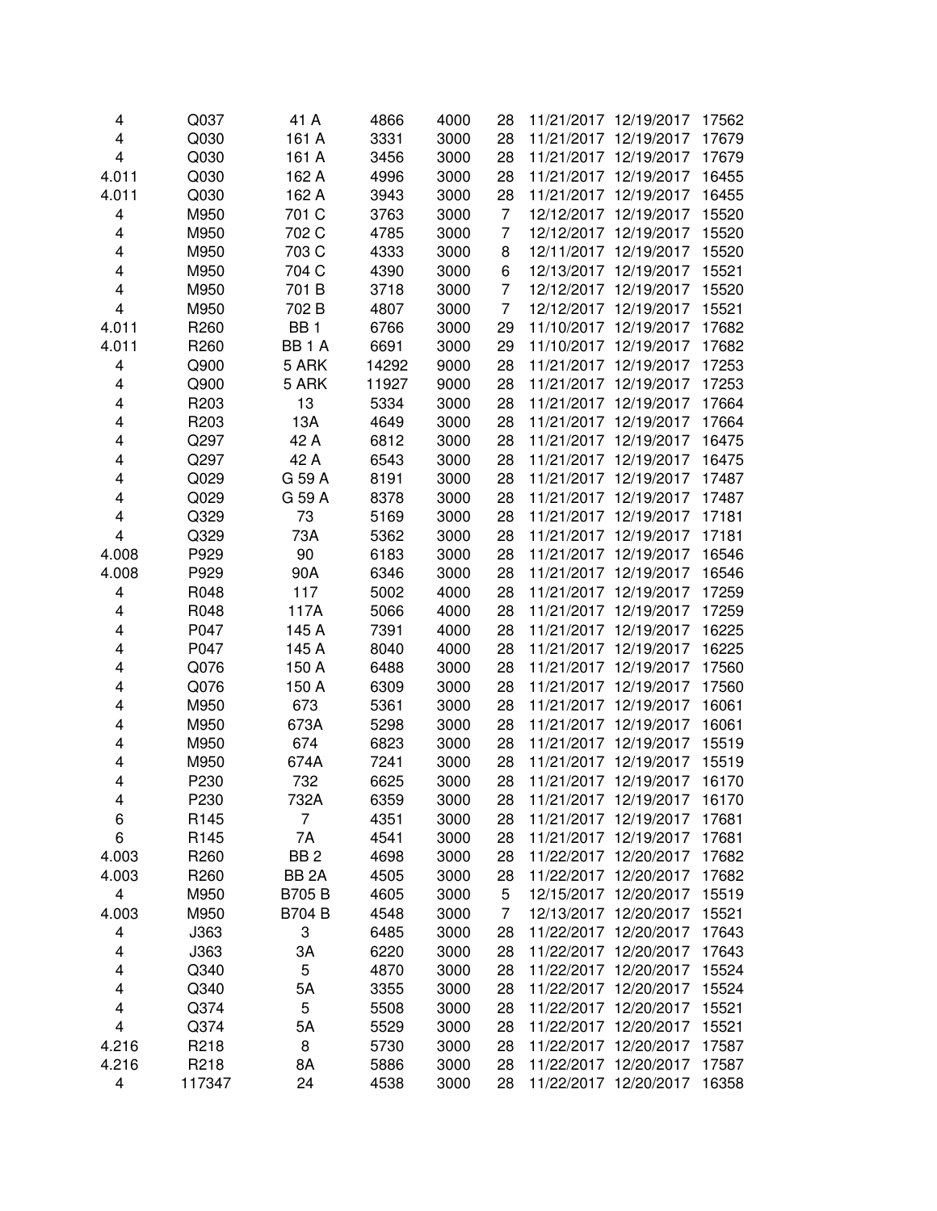| | | | | | | | | |
|---|---|---|---|---|---|---|---|---|
| 4 | Q037 | 41 A | 4866 | 4000 | 28 | 11/21/2017 | 12/19/2017 | 17562 |
| 4 | Q030 | 161 A | 3331 | 3000 | 28 | 11/21/2017 | 12/19/2017 | 17679 |
| 4 | Q030 | 161 A | 3456 | 3000 | 28 | 11/21/2017 | 12/19/2017 | 17679 |
| 4.011 | Q030 | 162 A | 4996 | 3000 | 28 | 11/21/2017 | 12/19/2017 | 16455 |
| 4.011 | Q030 | 162 A | 3943 | 3000 | 28 | 11/21/2017 | 12/19/2017 | 16455 |
| 4 | M950 | 701 C | 3763 | 3000 | 7 | 12/12/2017 | 12/19/2017 | 15520 |
| 4 | M950 | 702 C | 4785 | 3000 | 7 | 12/12/2017 | 12/19/2017 | 15520 |
| 4 | M950 | 703 C | 4333 | 3000 | 8 | 12/11/2017 | 12/19/2017 | 15520 |
| 4 | M950 | 704 C | 4390 | 3000 | 6 | 12/13/2017 | 12/19/2017 | 15521 |
| 4 | M950 | 701 B | 3718 | 3000 | 7 | 12/12/2017 | 12/19/2017 | 15520 |
| 4 | M950 | 702 B | 4807 | 3000 | 7 | 12/12/2017 | 12/19/2017 | 15521 |
| 4.011 | R260 | BB 1 | 6766 | 3000 | 29 | 11/10/2017 | 12/19/2017 | 17682 |
| 4.011 | R260 | BB 1 A | 6691 | 3000 | 29 | 11/10/2017 | 12/19/2017 | 17682 |
| 4 | Q900 | 5 ARK | 14292 | 9000 | 28 | 11/21/2017 | 12/19/2017 | 17253 |
| 4 | Q900 | 5 ARK | 11927 | 9000 | 28 | 11/21/2017 | 12/19/2017 | 17253 |
| 4 | R203 | 13 | 5334 | 3000 | 28 | 11/21/2017 | 12/19/2017 | 17664 |
| 4 | R203 | 13A | 4649 | 3000 | 28 | 11/21/2017 | 12/19/2017 | 17664 |
| 4 | Q297 | 42 A | 6812 | 3000 | 28 | 11/21/2017 | 12/19/2017 | 16475 |
| 4 | Q297 | 42 A | 6543 | 3000 | 28 | 11/21/2017 | 12/19/2017 | 16475 |
| 4 | Q029 | G 59 A | 8191 | 3000 | 28 | 11/21/2017 | 12/19/2017 | 17487 |
| 4 | Q029 | G 59 A | 8378 | 3000 | 28 | 11/21/2017 | 12/19/2017 | 17487 |
| 4 | Q329 | 73 | 5169 | 3000 | 28 | 11/21/2017 | 12/19/2017 | 17181 |
| 4 | Q329 | 73A | 5362 | 3000 | 28 | 11/21/2017 | 12/19/2017 | 17181 |
| 4.008 | P929 | 90 | 6183 | 3000 | 28 | 11/21/2017 | 12/19/2017 | 16546 |
| 4.008 | P929 | 90A | 6346 | 3000 | 28 | 11/21/2017 | 12/19/2017 | 16546 |
| 4 | R048 | 117 | 5002 | 4000 | 28 | 11/21/2017 | 12/19/2017 | 17259 |
| 4 | R048 | 117A | 5066 | 4000 | 28 | 11/21/2017 | 12/19/2017 | 17259 |
| 4 | P047 | 145 A | 7391 | 4000 | 28 | 11/21/2017 | 12/19/2017 | 16225 |
| 4 | P047 | 145 A | 8040 | 4000 | 28 | 11/21/2017 | 12/19/2017 | 16225 |
| 4 | Q076 | 150 A | 6488 | 3000 | 28 | 11/21/2017 | 12/19/2017 | 17560 |
| 4 | Q076 | 150 A | 6309 | 3000 | 28 | 11/21/2017 | 12/19/2017 | 17560 |
| 4 | M950 | 673 | 5361 | 3000 | 28 | 11/21/2017 | 12/19/2017 | 16061 |
| 4 | M950 | 673A | 5298 | 3000 | 28 | 11/21/2017 | 12/19/2017 | 16061 |
| 4 | M950 | 674 | 6823 | 3000 | 28 | 11/21/2017 | 12/19/2017 | 15519 |
| 4 | M950 | 674A | 7241 | 3000 | 28 | 11/21/2017 | 12/19/2017 | 15519 |
| 4 | P230 | 732 | 6625 | 3000 | 28 | 11/21/2017 | 12/19/2017 | 16170 |
| 4 | P230 | 732A | 6359 | 3000 | 28 | 11/21/2017 | 12/19/2017 | 16170 |
| 6 | R145 | 7 | 4351 | 3000 | 28 | 11/21/2017 | 12/19/2017 | 17681 |
| 6 | R145 | 7A | 4541 | 3000 | 28 | 11/21/2017 | 12/19/2017 | 17681 |
| 4.003 | R260 | BB 2 | 4698 | 3000 | 28 | 11/22/2017 | 12/20/2017 | 17682 |
| 4.003 | R260 | BB 2A | 4505 | 3000 | 28 | 11/22/2017 | 12/20/2017 | 17682 |
| 4 | M950 | B705 B | 4605 | 3000 | 5 | 12/15/2017 | 12/20/2017 | 15519 |
| 4.003 | M950 | B704 B | 4548 | 3000 | 7 | 12/13/2017 | 12/20/2017 | 15521 |
| 4 | J363 | 3 | 6485 | 3000 | 28 | 11/22/2017 | 12/20/2017 | 17643 |
| 4 | J363 | 3A | 6220 | 3000 | 28 | 11/22/2017 | 12/20/2017 | 17643 |
| 4 | Q340 | 5 | 4870 | 3000 | 28 | 11/22/2017 | 12/20/2017 | 15524 |
| 4 | Q340 | 5A | 3355 | 3000 | 28 | 11/22/2017 | 12/20/2017 | 15524 |
| 4 | Q374 | 5 | 5508 | 3000 | 28 | 11/22/2017 | 12/20/2017 | 15521 |
| 4 | Q374 | 5A | 5529 | 3000 | 28 | 11/22/2017 | 12/20/2017 | 15521 |
| 4.216 | R218 | 8 | 5730 | 3000 | 28 | 11/22/2017 | 12/20/2017 | 17587 |
| 4.216 | R218 | 8A | 5886 | 3000 | 28 | 11/22/2017 | 12/20/2017 | 17587 |
| 4 | 117347 | 24 | 4538 | 3000 | 28 | 11/22/2017 | 12/20/2017 | 16358 |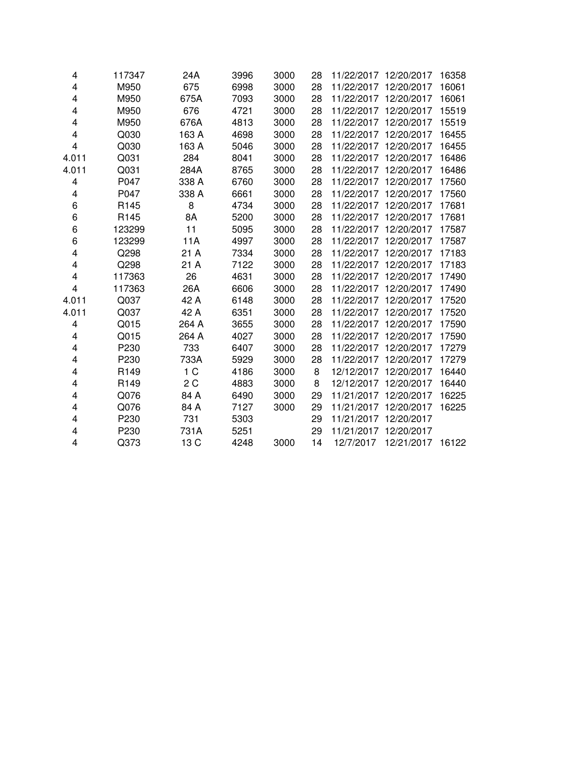| | | | | | | | | |
|---|---|---|---|---|---|---|---|---|
| 4 | 117347 | 24A | 3996 | 3000 | 28 | 11/22/2017 | 12/20/2017 | 16358 |
| 4 | M950 | 675 | 6998 | 3000 | 28 | 11/22/2017 | 12/20/2017 | 16061 |
| 4 | M950 | 675A | 7093 | 3000 | 28 | 11/22/2017 | 12/20/2017 | 16061 |
| 4 | M950 | 676 | 4721 | 3000 | 28 | 11/22/2017 | 12/20/2017 | 15519 |
| 4 | M950 | 676A | 4813 | 3000 | 28 | 11/22/2017 | 12/20/2017 | 15519 |
| 4 | Q030 | 163 A | 4698 | 3000 | 28 | 11/22/2017 | 12/20/2017 | 16455 |
| 4 | Q030 | 163 A | 5046 | 3000 | 28 | 11/22/2017 | 12/20/2017 | 16455 |
| 4.011 | Q031 | 284 | 8041 | 3000 | 28 | 11/22/2017 | 12/20/2017 | 16486 |
| 4.011 | Q031 | 284A | 8765 | 3000 | 28 | 11/22/2017 | 12/20/2017 | 16486 |
| 4 | P047 | 338 A | 6760 | 3000 | 28 | 11/22/2017 | 12/20/2017 | 17560 |
| 4 | P047 | 338 A | 6661 | 3000 | 28 | 11/22/2017 | 12/20/2017 | 17560 |
| 6 | R145 | 8 | 4734 | 3000 | 28 | 11/22/2017 | 12/20/2017 | 17681 |
| 6 | R145 | 8A | 5200 | 3000 | 28 | 11/22/2017 | 12/20/2017 | 17681 |
| 6 | 123299 | 11 | 5095 | 3000 | 28 | 11/22/2017 | 12/20/2017 | 17587 |
| 6 | 123299 | 11A | 4997 | 3000 | 28 | 11/22/2017 | 12/20/2017 | 17587 |
| 4 | Q298 | 21 A | 7334 | 3000 | 28 | 11/22/2017 | 12/20/2017 | 17183 |
| 4 | Q298 | 21 A | 7122 | 3000 | 28 | 11/22/2017 | 12/20/2017 | 17183 |
| 4 | 117363 | 26 | 4631 | 3000 | 28 | 11/22/2017 | 12/20/2017 | 17490 |
| 4 | 117363 | 26A | 6606 | 3000 | 28 | 11/22/2017 | 12/20/2017 | 17490 |
| 4.011 | Q037 | 42 A | 6148 | 3000 | 28 | 11/22/2017 | 12/20/2017 | 17520 |
| 4.011 | Q037 | 42 A | 6351 | 3000 | 28 | 11/22/2017 | 12/20/2017 | 17520 |
| 4 | Q015 | 264 A | 3655 | 3000 | 28 | 11/22/2017 | 12/20/2017 | 17590 |
| 4 | Q015 | 264 A | 4027 | 3000 | 28 | 11/22/2017 | 12/20/2017 | 17590 |
| 4 | P230 | 733 | 6407 | 3000 | 28 | 11/22/2017 | 12/20/2017 | 17279 |
| 4 | P230 | 733A | 5929 | 3000 | 28 | 11/22/2017 | 12/20/2017 | 17279 |
| 4 | R149 | 1 C | 4186 | 3000 | 8 | 12/12/2017 | 12/20/2017 | 16440 |
| 4 | R149 | 2 C | 4883 | 3000 | 8 | 12/12/2017 | 12/20/2017 | 16440 |
| 4 | Q076 | 84 A | 6490 | 3000 | 29 | 11/21/2017 | 12/20/2017 | 16225 |
| 4 | Q076 | 84 A | 7127 | 3000 | 29 | 11/21/2017 | 12/20/2017 | 16225 |
| 4 | P230 | 731 | 5303 | | 29 | 11/21/2017 | 12/20/2017 | |
| 4 | P230 | 731A | 5251 | | 29 | 11/21/2017 | 12/20/2017 | |
| 4 | Q373 | 13 C | 4248 | 3000 | 14 | 12/7/2017 | 12/21/2017 | 16122 |